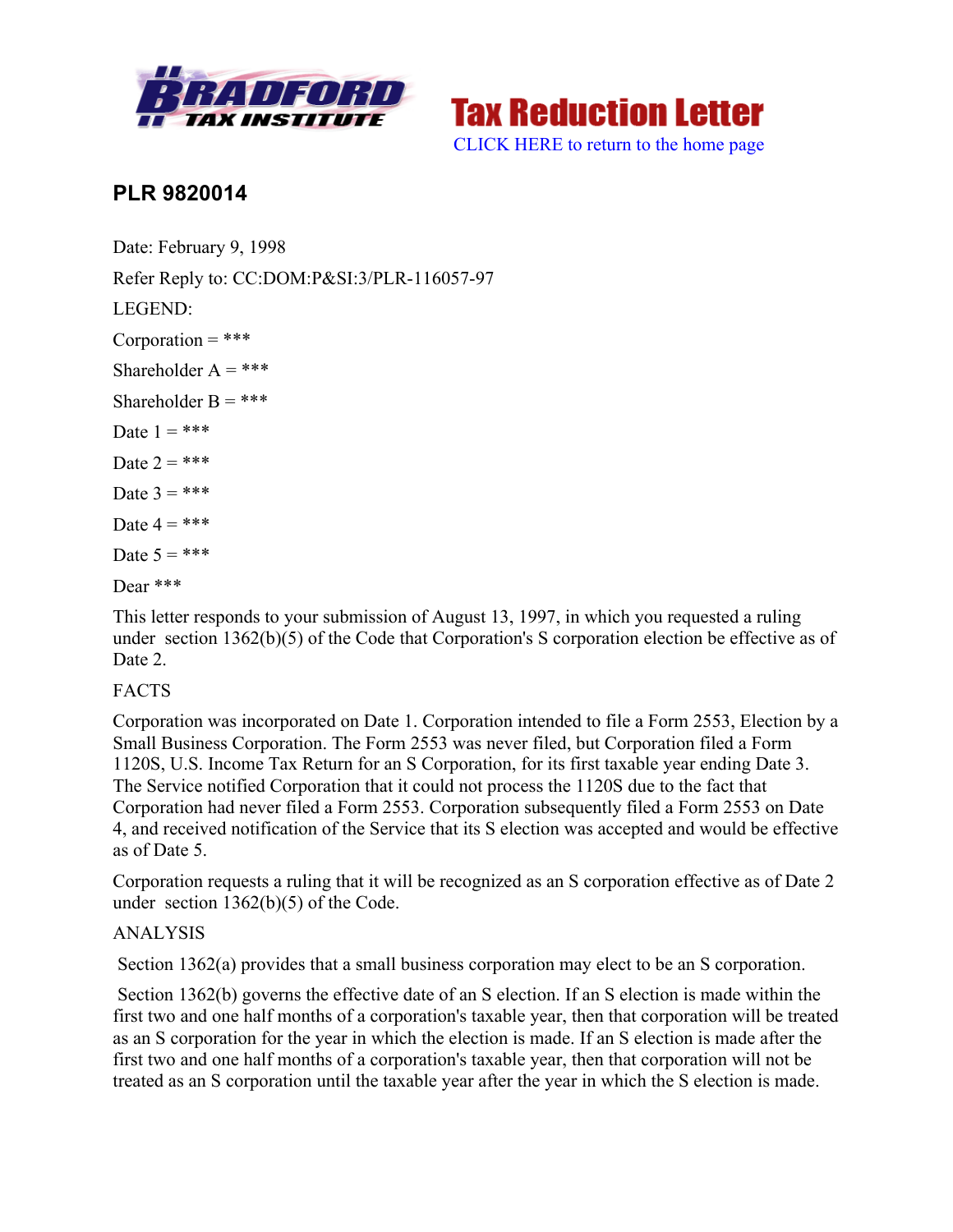Tax Reduction Letter

CLICK HERE to return to the home page

## PLR 9820014

Date: February 9, 1998

Refer Reply to: CC:DOM:P&SI:3/PLR-116057-97

LEGEND:

Corporation = ***

Shareholder A = ***

Shareholder B = ***

Date 1 = ***

Date 2 = ***

Date 3 = ***

Date 4 = ***

Date 5 = ***

Dear ***

This letter responds to your submission of August 13, 1997, in which you requested a ruling under section 1362(b)(5) of the Code that Corporation's S corporation election be effective as of Date 2.

FACTS

Corporation was incorporated on Date 1. Corporation intended to file a Form 2553, Election by a Small Business Corporation. The Form 2553 was never filed, but Corporation filed a Form 1120S, U.S. Income Tax Return for an S Corporation, for its first taxable year ending Date 3. The Service notified Corporation that it could not process the 1120S due to the fact that Corporation had never filed a Form 2553. Corporation subsequently filed a Form 2553 on Date 4, and received notification of the Service that its S election was accepted and would be effective as of Date 5.

Corporation requests a ruling that it will be recognized as an S corporation effective as of Date 2 under section 1362(b)(5) of the Code.

ANALYSIS

Section 1362(a) provides that a small business corporation may elect to be an S corporation.

Section 1362(b) governs the effective date of an S election. If an S election is made within the first two and one half months of a corporation's taxable year, then that corporation will be treated as an S corporation for the year in which the election is made. If an S election is made after the first two and one half months of a corporation's taxable year, then that corporation will not be treated as an S corporation until the taxable year after the year in which the S election is made.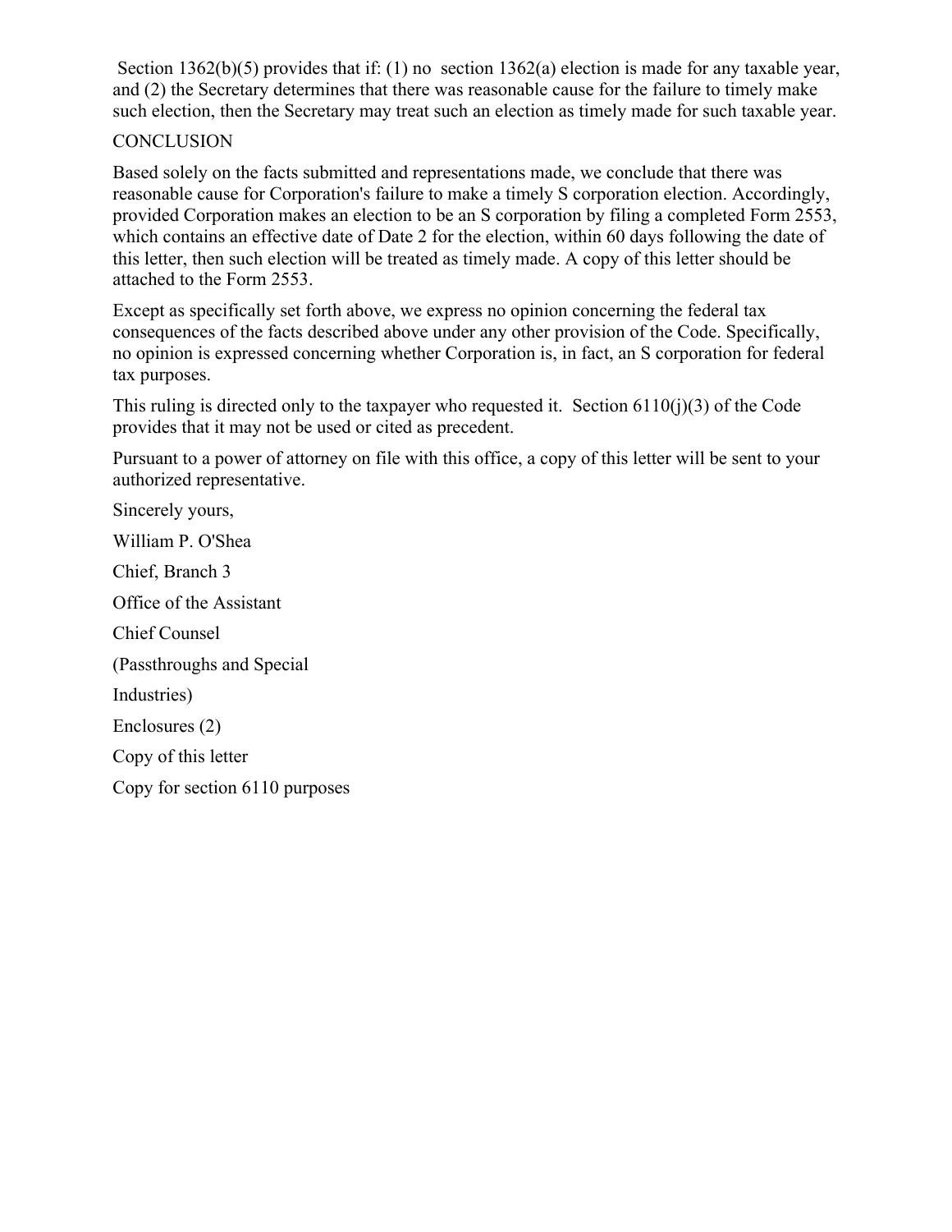Section 1362(b)(5) provides that if: (1) no section 1362(a) election is made for any taxable year, and (2) the Secretary determines that there was reasonable cause for the failure to timely make such election, then the Secretary may treat such an election as timely made for such taxable year.

CONCLUSION

Based solely on the facts submitted and representations made, we conclude that there was reasonable cause for Corporation's failure to make a timely S corporation election. Accordingly, provided Corporation makes an election to be an S corporation by filing a completed Form 2553, which contains an effective date of Date 2 for the election, within 60 days following the date of this letter, then such election will be treated as timely made. A copy of this letter should be attached to the Form 2553.

Except as specifically set forth above, we express no opinion concerning the federal tax consequences of the facts described above under any other provision of the Code. Specifically, no opinion is expressed concerning whether Corporation is, in fact, an S corporation for federal tax purposes.

This ruling is directed only to the taxpayer who requested it. Section 6110(j)(3) of the Code provides that it may not be used or cited as precedent.

Pursuant to a power of attorney on file with this office, a copy of this letter will be sent to your authorized representative.

Sincerely yours,

William P. O'Shea

Chief, Branch 3

Office of the Assistant

Chief Counsel

(Passthroughs and Special

Industries)

Enclosures (2)

Copy of this letter

Copy for section 6110 purposes